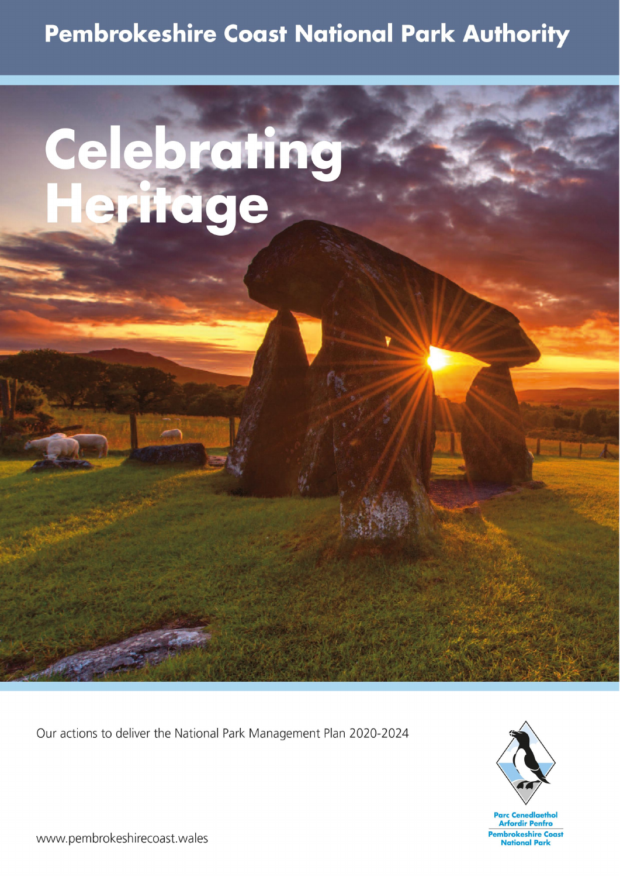Pembrokeshire Coast National Park Authority

# Celebrating Heritage

Our actions to deliver the National Park Management Plan 2020-2024

Parc Cenedlaethol Arfordir Penfro
Pembrokeshire Coast National Park

www.pembrokeshirecoast.wales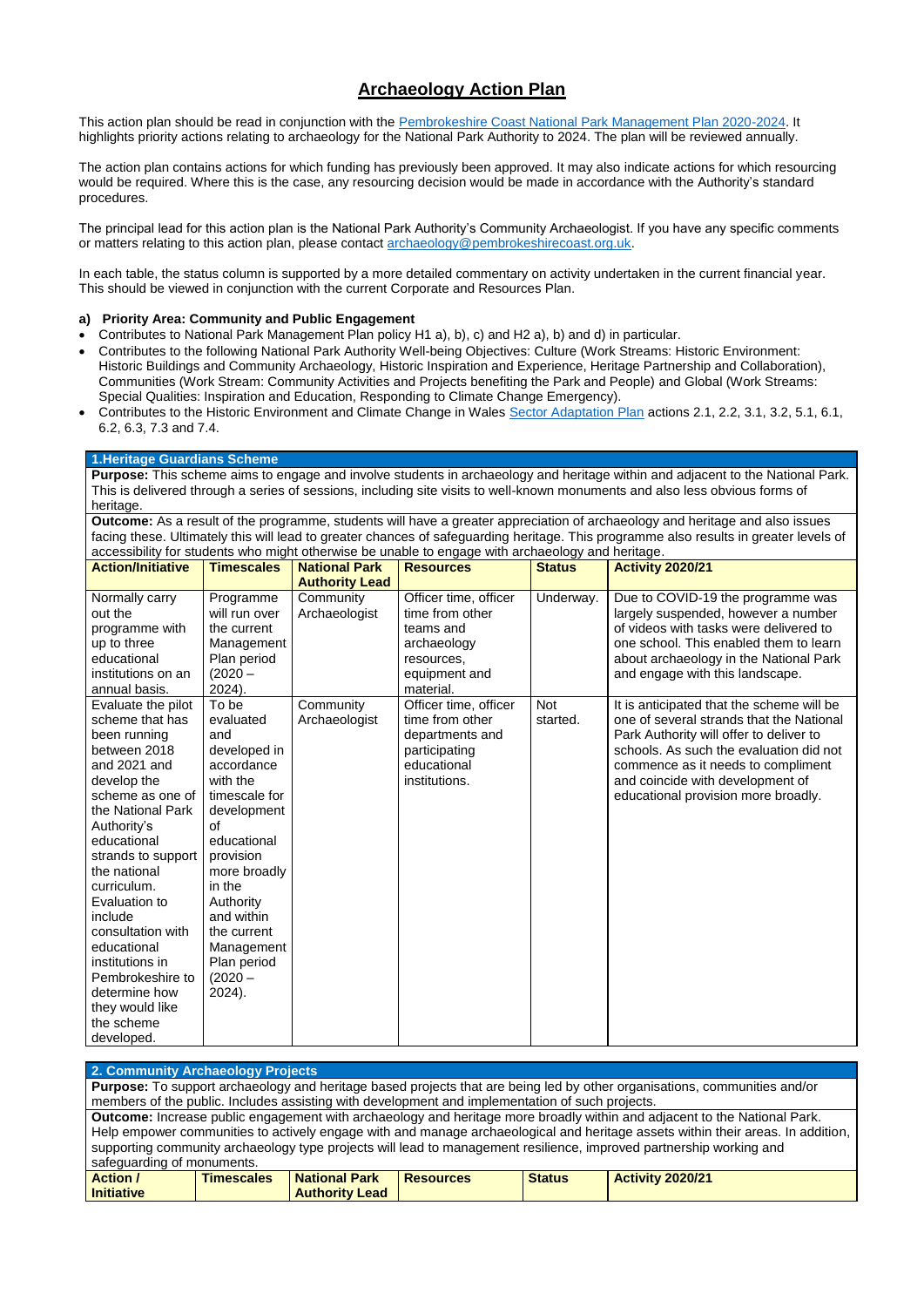# Archaeology Action Plan

This action plan should be read in conjunction with the Pembrokeshire Coast National Park Management Plan 2020-2024. It highlights priority actions relating to archaeology for the National Park Authority to 2024. The plan will be reviewed annually.

The action plan contains actions for which funding has previously been approved. It may also indicate actions for which resourcing would be required. Where this is the case, any resourcing decision would be made in accordance with the Authority's standard procedures.

The principal lead for this action plan is the National Park Authority's Community Archaeologist. If you have any specific comments or matters relating to this action plan, please contact archaeology@pembrokeshirecoast.org.uk.

In each table, the status column is supported by a more detailed commentary on activity undertaken in the current financial year. This should be viewed in conjunction with the current Corporate and Resources Plan.

**a) Priority Area: Community and Public Engagement**

- Contributes to National Park Management Plan policy H1 a), b), c) and H2 a), b) and d) in particular.
- Contributes to the following National Park Authority Well-being Objectives: Culture (Work Streams: Historic Environment: Historic Buildings and Community Archaeology, Historic Inspiration and Experience, Heritage Partnership and Collaboration), Communities (Work Stream: Community Activities and Projects benefiting the Park and People) and Global (Work Streams: Special Qualities: Inspiration and Education, Responding to Climate Change Emergency).
- Contributes to the Historic Environment and Climate Change in Wales Sector Adaptation Plan actions 2.1, 2.2, 3.1, 3.2, 5.1, 6.1, 6.2, 6.3, 7.3 and 7.4.

**1.Heritage Guardians Scheme**

**Purpose:** This scheme aims to engage and involve students in archaeology and heritage within and adjacent to the National Park. This is delivered through a series of sessions, including site visits to well-known monuments and also less obvious forms of heritage.

**Outcome:** As a result of the programme, students will have a greater appreciation of archaeology and heritage and also issues facing these. Ultimately this will lead to greater chances of safeguarding heritage. This programme also results in greater levels of accessibility for students who might otherwise be unable to engage with archaeology and heritage.

| Action/Initiative | Timescales | National Park Authority Lead | Resources | Status | Activity 2020/21 |
|---|---|---|---|---|---|
| Normally carry out the programme with up to three educational institutions on an annual basis. | Programme will run over the current Management Plan period (2020 – 2024). | Community Archaeologist | Officer time, officer time from other teams and archaeology resources, equipment and material. | Underway. | Due to COVID-19 the programme was largely suspended, however a number of videos with tasks were delivered to one school. This enabled them to learn about archaeology in the National Park and engage with this landscape. |
| Evaluate the pilot scheme that has been running between 2018 and 2021 and develop the scheme as one of the National Park Authority's educational strands to support the national curriculum. Evaluation to include consultation with educational institutions in Pembrokeshire to determine how they would like the scheme developed. | To be evaluated and developed in accordance with the timescale for development of educational provision more broadly in the Authority and within the current Management Plan period (2020 – 2024). | Community Archaeologist | Officer time, officer time from other departments and participating educational institutions. | Not started. | It is anticipated that the scheme will be one of several strands that the National Park Authority will offer to deliver to schools. As such the evaluation did not commence as it needs to compliment and coincide with development of educational provision more broadly. |

**2. Community Archaeology Projects**

**Purpose:** To support archaeology and heritage based projects that are being led by other organisations, communities and/or members of the public. Includes assisting with development and implementation of such projects.

**Outcome:** Increase public engagement with archaeology and heritage more broadly within and adjacent to the National Park. Help empower communities to actively engage with and manage archaeological and heritage assets within their areas. In addition, supporting community archaeology type projects will lead to management resilience, improved partnership working and safeguarding of monuments.

| Action / Initiative | Timescales | National Park Authority Lead | Resources | Status | Activity 2020/21 |
|---|---|---|---|---|---|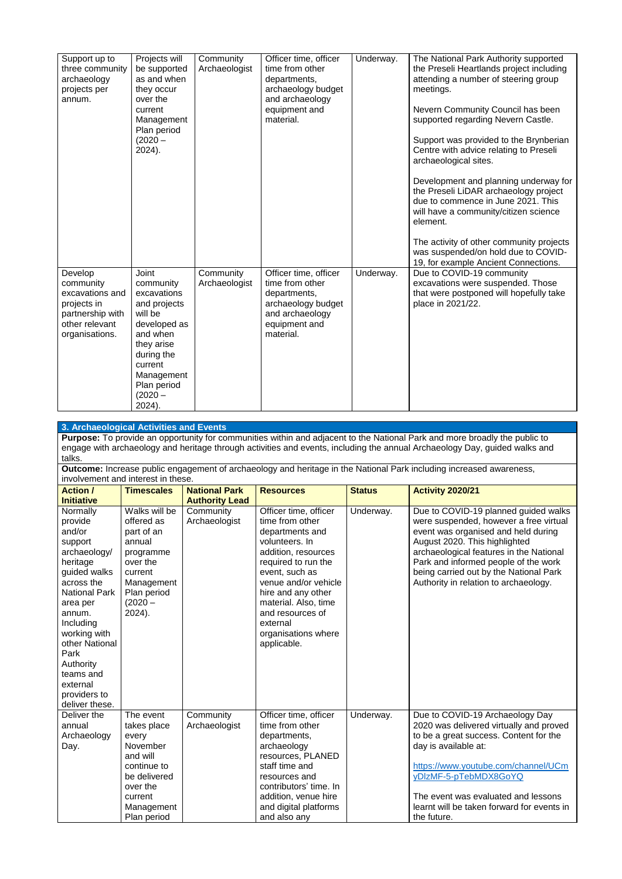| Support up to three community archaeology projects per annum. | Projects will be supported as and when they occur over the current Management Plan period (2020 – 2024). | Community Archaeologist | Officer time, officer time from other departments, archaeology budget and archaeology equipment and material. | Underway. | The National Park Authority supported the Preseli Heartlands project including attending a number of steering group meetings.<br><br>Nevern Community Council has been supported regarding Nevern Castle.<br><br>Support was provided to the Brynberian Centre with advice relating to Preseli archaeological sites.<br><br>Development and planning underway for the Preseli LiDAR archaeology project due to commence in June 2021. This will have a community/citizen science element.<br><br>The activity of other community projects was suspended/on hold due to COVID-19, for example Ancient Connections. |
|---|---|---|---|---|---|
| Develop community excavations and projects in partnership with other relevant organisations. | Joint community excavations and projects will be developed as and when they arise during the current Management Plan period (2020 – 2024). | Community Archaeologist | Officer time, officer time from other departments, archaeology budget and archaeology equipment and material. | Underway. | Due to COVID-19 community excavations were suspended. Those that were postponed will hopefully take place in 2021/22. |

## 3. Archaeological Activities and Events

**Purpose:** To provide an opportunity for communities within and adjacent to the National Park and more broadly the public to engage with archaeology and heritage through activities and events, including the annual Archaeology Day, guided walks and talks.

**Outcome:** Increase public engagement of archaeology and heritage in the National Park including increased awareness, involvement and interest in these.

| Action / Initiative | Timescales | National Park Authority Lead | Resources | Status | Activity 2020/21 |
|---|---|---|---|---|---|
| Normally provide and/or support archaeology/ heritage guided walks across the National Park area per annum. Including working with other National Park Authority teams and external providers to deliver these. | Walks will be offered as part of an annual programme over the current Management Plan period (2020 – 2024). | Community Archaeologist | Officer time, officer time from other departments and volunteers. In addition, resources required to run the event, such as venue and/or vehicle hire and any other material. Also, time and resources of external organisations where applicable. | Underway. | Due to COVID-19 planned guided walks were suspended, however a free virtual event was organised and held during August 2020. This highlighted archaeological features in the National Park and informed people of the work being carried out by the National Park Authority in relation to archaeology. |
| Deliver the annual Archaeology Day. | The event takes place every November and will continue to be delivered over the current Management Plan period | Community Archaeologist | Officer time, officer time from other departments, archaeology resources, PLANED staff time and resources and contributors' time. In addition, venue hire and digital platforms and also any | Underway. | Due to COVID-19 Archaeology Day 2020 was delivered virtually and proved to be a great success. Content for the day is available at:<br><br>https://www.youtube.com/channel/UCmyDlzMF-5-pTebMDX8GoYQ<br><br>The event was evaluated and lessons learnt will be taken forward for events in the future. |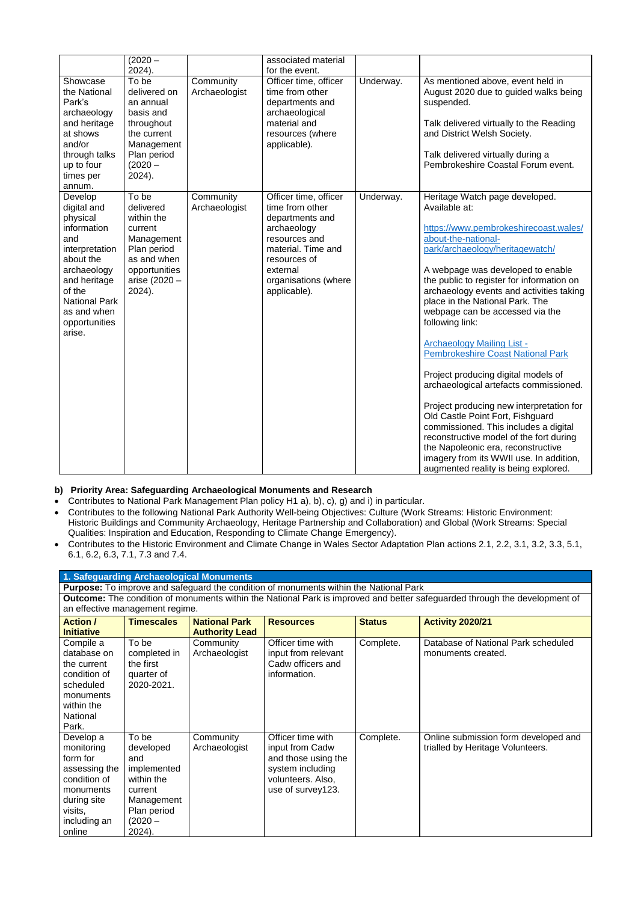| | (2020 – 2024). | | associated material for the event. | | |
|---|---|---|---|---|---|
| Showcase the National Park's archaeology and heritage at shows and/or through talks up to four times per annum. | To be delivered on an annual basis and throughout the current Management Plan period (2020 – 2024). | Community Archaeologist | Officer time, officer time from other departments and archaeological material and resources (where applicable). | Underway. | As mentioned above, event held in August 2020 due to guided walks being suspended.<br><br>Talk delivered virtually to the Reading and District Welsh Society.<br><br>Talk delivered virtually during a Pembrokeshire Coastal Forum event. |
| Develop digital and physical information and interpretation about the archaeology and heritage of the National Park as and when opportunities arise. | To be delivered within the current Management Plan period as and when opportunities arise (2020 – 2024). | Community Archaeologist | Officer time, officer time from other departments and archaeology resources and material. Time and resources of external organisations (where applicable). | Underway. | Heritage Watch page developed. Available at:<br><br>https://www.pembrokeshirecoast.wales/about-the-national-park/archaeology/heritagewatch/<br><br>A webpage was developed to enable the public to register for information on archaeology events and activities taking place in the National Park. The webpage can be accessed via the following link:<br><br>Archaeology Mailing List - Pembrokeshire Coast National Park<br><br>Project producing digital models of archaeological artefacts commissioned.<br><br>Project producing new interpretation for Old Castle Point Fort, Fishguard commissioned. This includes a digital reconstructive model of the fort during the Napoleonic era, reconstructive imagery from its WWII use. In addition, augmented reality is being explored. |

**b) Priority Area: Safeguarding Archaeological Monuments and Research**

- Contributes to National Park Management Plan policy H1 a), b), c), g) and i) in particular.
- Contributes to the following National Park Authority Well-being Objectives: Culture (Work Streams: Historic Environment: Historic Buildings and Community Archaeology, Heritage Partnership and Collaboration) and Global (Work Streams: Special Qualities: Inspiration and Education, Responding to Climate Change Emergency).
- Contributes to the Historic Environment and Climate Change in Wales Sector Adaptation Plan actions 2.1, 2.2, 3.1, 3.2, 3.3, 5.1, 6.1, 6.2, 6.3, 7.1, 7.3 and 7.4.

| **1. Safeguarding Archaeological Monuments** | | | | | |
|---|---|---|---|---|---|
| **Purpose:** To improve and safeguard the condition of monuments within the National Park | | | | | |
| **Outcome:** The condition of monuments within the National Park is improved and better safeguarded through the development of an effective management regime. | | | | | |
| **Action / Initiative** | **Timescales** | **National Park Authority Lead** | **Resources** | **Status** | **Activity 2020/21** |
| Compile a database on the current condition of scheduled monuments within the National Park. | To be completed in the first quarter of 2020-2021. | Community Archaeologist | Officer time with input from relevant Cadw officers and information. | Complete. | Database of National Park scheduled monuments created. |
| Develop a monitoring form for assessing the condition of monuments during site visits, including an online | To be developed and implemented within the current Management Plan period (2020 – 2024). | Community Archaeologist | Officer time with input from Cadw and those using the system including volunteers. Also, use of survey123. | Complete. | Online submission form developed and trialled by Heritage Volunteers. |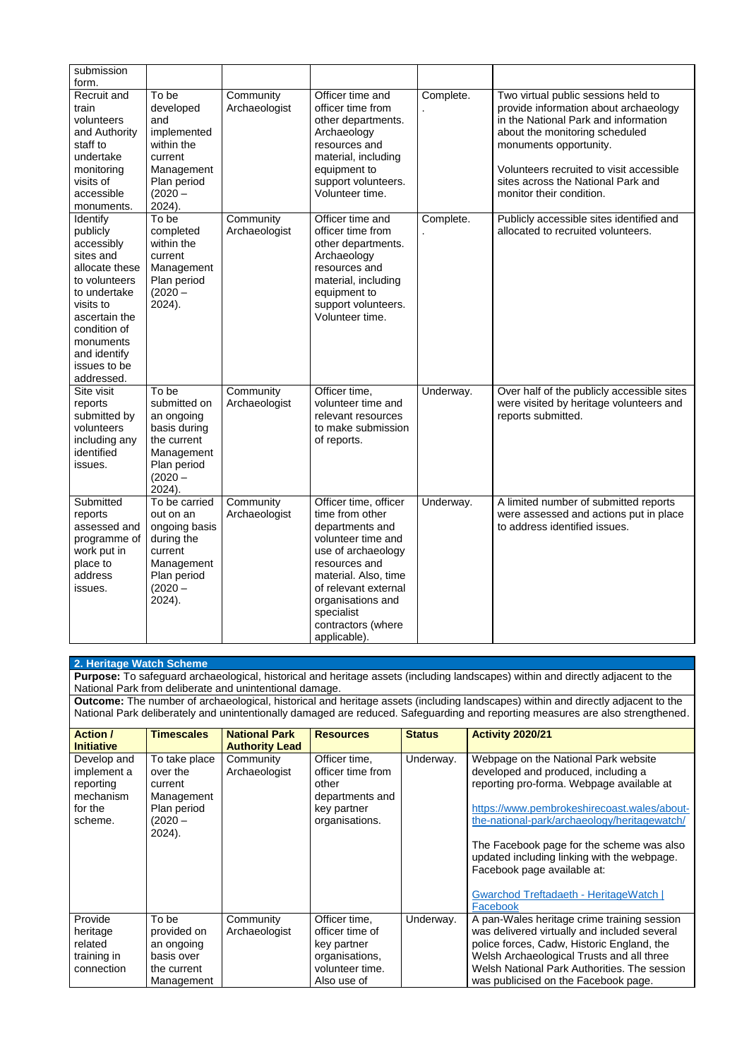| | | | | | |
|---|---|---|---|---|---|
| submission form. | | | | | |
| Recruit and train volunteers and Authority staff to undertake monitoring visits of accessible monuments. | To be developed and implemented within the current Management Plan period (2020 – 2024). | Community Archaeologist | Officer time and officer time from other departments. Archaeology resources and material, including equipment to support volunteers. Volunteer time. | Complete. . | Two virtual public sessions held to provide information about archaeology in the National Park and information about the monitoring scheduled monuments opportunity.<br><br>Volunteers recruited to visit accessible sites across the National Park and monitor their condition. |
| Identify publicly accessibly sites and allocate these to volunteers to undertake visits to ascertain the condition of monuments and identify issues to be addressed. | To be completed within the current Management Plan period (2020 – 2024). | Community Archaeologist | Officer time and officer time from other departments. Archaeology resources and material, including equipment to support volunteers. Volunteer time. | Complete. . | Publicly accessible sites identified and allocated to recruited volunteers. |
| Site visit reports submitted by volunteers including any identified issues. | To be submitted on an ongoing basis during the current Management Plan period (2020 – 2024). | Community Archaeologist | Officer time, volunteer time and relevant resources to make submission of reports. | Underway. | Over half of the publicly accessible sites were visited by heritage volunteers and reports submitted. |
| Submitted reports assessed and programme of work put in place to address issues. | To be carried out on an ongoing basis during the current Management Plan period (2020 – 2024). | Community Archaeologist | Officer time, officer time from other departments and volunteer time and use of archaeology resources and material. Also, time of relevant external organisations and specialist contractors (where applicable). | Underway. | A limited number of submitted reports were assessed and actions put in place to address identified issues. |

**2. Heritage Watch Scheme**

**Purpose:** To safeguard archaeological, historical and heritage assets (including landscapes) within and directly adjacent to the National Park from deliberate and unintentional damage.

**Outcome:** The number of archaeological, historical and heritage assets (including landscapes) within and directly adjacent to the National Park deliberately and unintentionally damaged are reduced. Safeguarding and reporting measures are also strengthened.

| Action / Initiative | Timescales | National Park Authority Lead | Resources | Status | Activity 2020/21 |
|---|---|---|---|---|---|
| Develop and implement a reporting mechanism for the scheme. | To take place over the current Management Plan period (2020 – 2024). | Community Archaeologist | Officer time, officer time from other departments and key partner organisations. | Underway. | Webpage on the National Park website developed and produced, including a reporting pro-forma. Webpage available at<br><br>https://www.pembrokeshirecoast.wales/about-the-national-park/archaeology/heritagewatch/<br><br>The Facebook page for the scheme was also updated including linking with the webpage. Facebook page available at:<br><br>Gwarchod Treftadaeth - HeritageWatch \| Facebook |
| Provide heritage related training in connection | To be provided on an ongoing basis over the current Management | Community Archaeologist | Officer time, officer time of key partner organisations, volunteer time. Also use of | Underway. | A pan-Wales heritage crime training session was delivered virtually and included several police forces, Cadw, Historic England, the Welsh Archaeological Trusts and all three Welsh National Park Authorities. The session was publicised on the Facebook page. |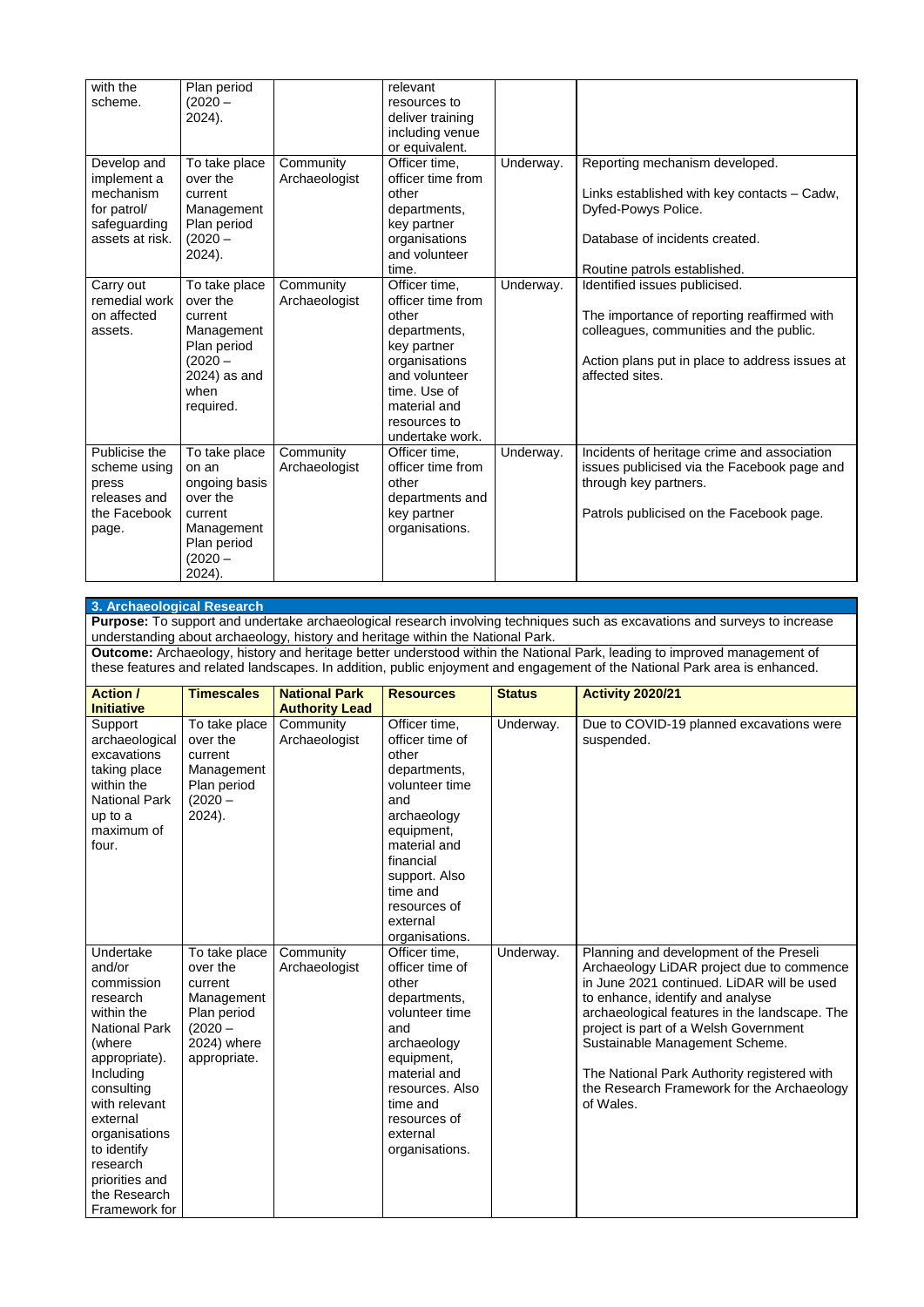| with the scheme. | Plan period (2020 – 2024). | | relevant resources to deliver training including venue or equivalent. | | |
|---|---|---|---|---|---|
| Develop and implement a mechanism for patrol/ safeguarding assets at risk. | To take place over the current Management Plan period (2020 – 2024). | Community Archaeologist | Officer time, officer time from other departments, key partner organisations and volunteer time. | Underway. | Reporting mechanism developed.<br><br>Links established with key contacts – Cadw, Dyfed-Powys Police.<br><br>Database of incidents created.<br><br>Routine patrols established. |
| Carry out remedial work on affected assets. | To take place over the current Management Plan period (2020 – 2024) as and when required. | Community Archaeologist | Officer time, officer time from other departments, key partner organisations and volunteer time. Use of material and resources to undertake work. | Underway. | Identified issues publicised.<br><br>The importance of reporting reaffirmed with colleagues, communities and the public.<br><br>Action plans put in place to address issues at affected sites. |
| Publicise the scheme using press releases and the Facebook page. | To take place on an ongoing basis over the current Management Plan (2020 – 2024). | Community Archaeologist | Officer time, officer time from other departments and key partner organisations. | Underway. | Incidents of heritage crime and association issues publicised via the Facebook page and through key partners.<br><br>Patrols publicised on the Facebook page. |

**3. Archaeological Research**

**Purpose:** To support and undertake archaeological research involving techniques such as excavations and surveys to increase understanding about archaeology, history and heritage within the National Park.

**Outcome:** Archaeology, history and heritage better understood within the National Park, leading to improved management of these features and related landscapes. In addition, public enjoyment and engagement of the National Park area is enhanced.

| Action / Initiative | Timescales | National Park Authority Lead | Resources | Status | Activity 2020/21 |
|---|---|---|---|---|---|
| Support archaeological excavations taking place within the National Park up to a maximum of four. | To take place over the current Management Plan period (2020 – 2024). | Community Archaeologist | Officer time, officer time of other departments, volunteer time and archaeology equipment, material and financial support. Also time and resources of external organisations. | Underway. | Due to COVID-19 planned excavations were suspended. |
| Undertake and/or commission research within the National Park (where appropriate). Including consulting with relevant external organisations to identify research priorities and the Research Framework for | To take place over the current Management Plan period (2020 – 2024) where appropriate. | Community Archaeologist | Officer time, officer time of other departments, volunteer time and archaeology equipment, material and resources. Also time and resources of external organisations. | Underway. | Planning and development of the Preseli Archaeology LiDAR project due to commence in June 2021 continued. LiDAR will be used to enhance, identify and analyse archaeological features in the landscape. The project is part of a Welsh Government Sustainable Management Scheme.<br><br>The National Park Authority registered with the Research Framework for the Archaeology of Wales. |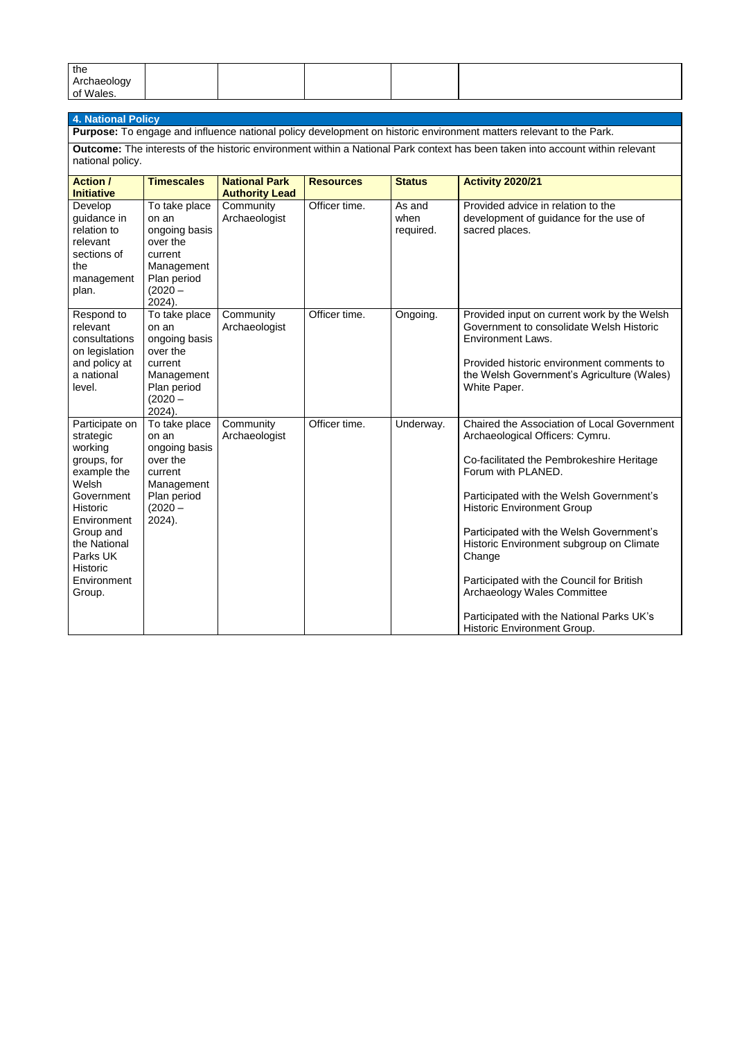| | | | | | |
|---|---|---|---|---|---|
| the Archaeology of Wales. | | | | | |

## 4. National Policy

**Purpose:** To engage and influence national policy development on historic environment matters relevant to the Park.

**Outcome:** The interests of the historic environment within a National Park context has been taken into account within relevant national policy.

| Action / Initiative | Timescales | National Park Authority Lead | Resources | Status | Activity 2020/21 |
|---|---|---|---|---|---|
| Develop guidance in relation to relevant sections of the management plan. | To take place on an ongoing basis over the current Management Plan period (2020 – 2024). | Community Archaeologist | Officer time. | As and when required. | Provided advice in relation to the development of guidance for the use of sacred places. |
| Respond to relevant consultations on legislation and policy at a national level. | To take place on an ongoing basis over the current Management Plan period (2020 – 2024). | Community Archaeologist | Officer time. | Ongoing. | Provided input on current work by the Welsh Government to consolidate Welsh Historic Environment Laws.<br><br>Provided historic environment comments to the Welsh Government's Agriculture (Wales) White Paper. |
| Participate on strategic working groups, for example the Welsh Government Historic Environment Group and the National Parks UK Historic Environment Group. | To take place on an ongoing basis over the current Management Plan period (2020 – 2024). | Community Archaeologist | Officer time. | Underway. | Chaired the Association of Local Government Archaeological Officers: Cymru.<br><br>Co-facilitated the Pembrokeshire Heritage Forum with PLANED.<br><br>Participated with the Welsh Government's Historic Environment Group<br><br>Participated with the Welsh Government's Historic Environment subgroup on Climate Change<br><br>Participated with the Council for British Archaeology Wales Committee<br><br>Participated with the National Parks UK's Historic Environment Group. |